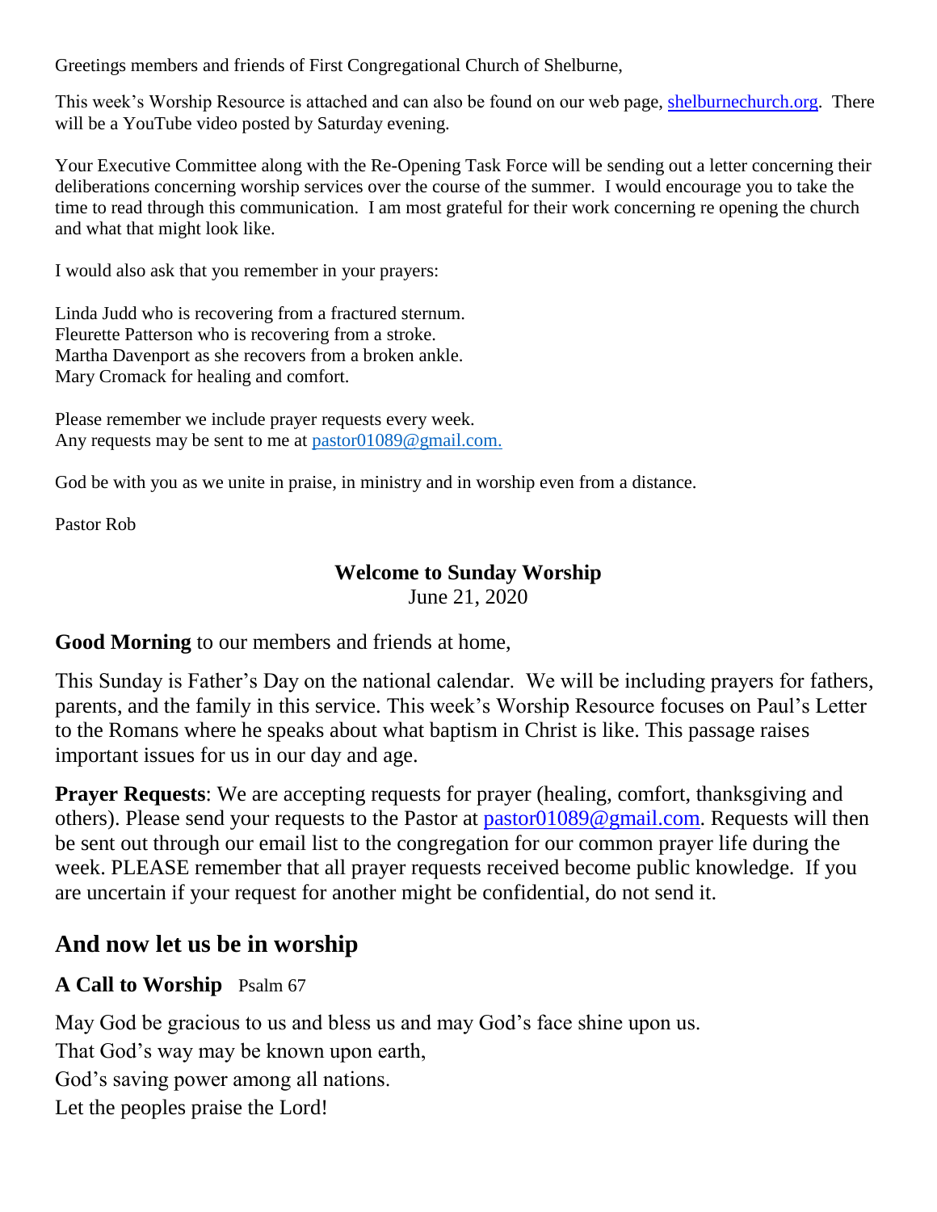Greetings members and friends of First Congregational Church of Shelburne,

This week's Worship Resource is attached and can also be found on our web page, [shelburnechurch.org](http://shelburnechurch.org). There will be a YouTube video posted by Saturday evening.

Your Executive Committee along with the Re-Opening Task Force will be sending out a letter concerning their deliberations concerning worship services over the course of the summer. I would encourage you to take the time to read through this communication. I am most grateful for their work concerning re opening the church and what that might look like.

I would also ask that you remember in your prayers:

Linda Judd who is recovering from a fractured sternum.
Fleurette Patterson who is recovering from a stroke.
Martha Davenport as she recovers from a broken ankle.
Mary Cromack for healing and comfort.

Please remember we include prayer requests every week.
Any requests may be sent to me at pastor01089@gmail.com.

God be with you as we unite in praise, in ministry and in worship even from a distance.

Pastor Rob

**Welcome to Sunday Worship**
June 21, 2020

**Good Morning** to our members and friends at home,

This Sunday is Father's Day on the national calendar. We will be including prayers for fathers, parents, and the family in this service. This week's Worship Resource focuses on Paul's Letter to the Romans where he speaks about what baptism in Christ is like. This passage raises important issues for us in our day and age.

**Prayer Requests**: We are accepting requests for prayer (healing, comfort, thanksgiving and others). Please send your requests to the Pastor at pastor01089@gmail.com. Requests will then be sent out through our email list to the congregation for our common prayer life during the week. PLEASE remember that all prayer requests received become public knowledge. If you are uncertain if your request for another might be confidential, do not send it.

## And now let us be in worship

### A Call to Worship Psalm 67

May God be gracious to us and bless us and may God's face shine upon us.
That God's way may be known upon earth,
God's saving power among all nations.
Let the peoples praise the Lord!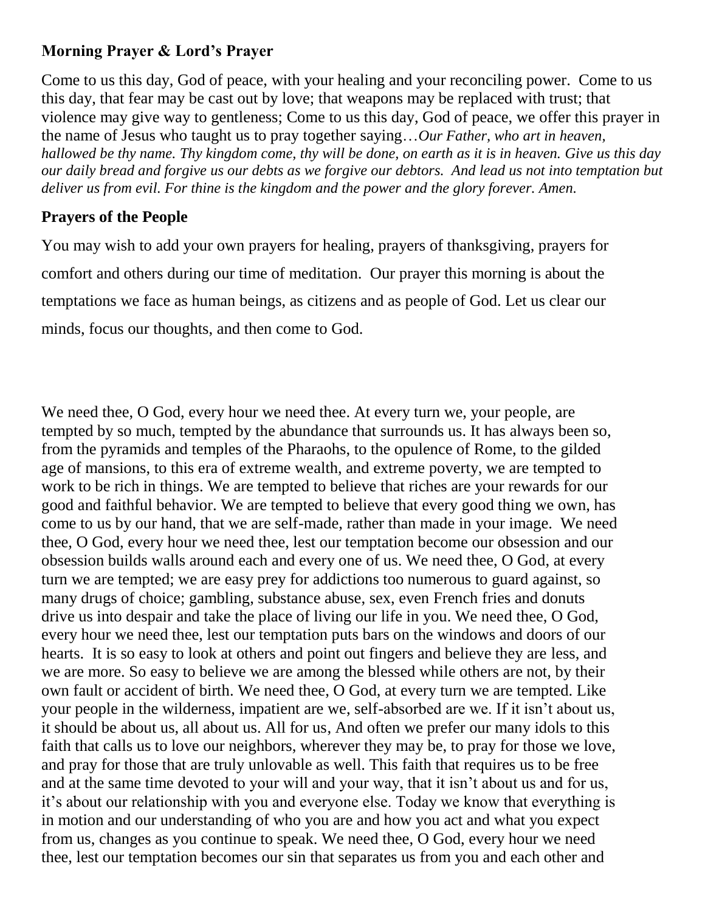## Morning Prayer & Lord's Prayer

Come to us this day, God of peace, with your healing and your reconciling power. Come to us this day, that fear may be cast out by love; that weapons may be replaced with trust; that violence may give way to gentleness; Come to us this day, God of peace, we offer this prayer in the name of Jesus who taught us to pray together saying…*Our Father, who art in heaven, hallowed be thy name. Thy kingdom come, thy will be done, on earth as it is in heaven. Give us this day our daily bread and forgive us our debts as we forgive our debtors. And lead us not into temptation but deliver us from evil. For thine is the kingdom and the power and the glory forever. Amen.*

## Prayers of the People

You may wish to add your own prayers for healing, prayers of thanksgiving, prayers for comfort and others during our time of meditation. Our prayer this morning is about the temptations we face as human beings, as citizens and as people of God. Let us clear our minds, focus our thoughts, and then come to God.

We need thee, O God, every hour we need thee. At every turn we, your people, are tempted by so much, tempted by the abundance that surrounds us. It has always been so, from the pyramids and temples of the Pharaohs, to the opulence of Rome, to the gilded age of mansions, to this era of extreme wealth, and extreme poverty, we are tempted to work to be rich in things. We are tempted to believe that riches are your rewards for our good and faithful behavior. We are tempted to believe that every good thing we own, has come to us by our hand, that we are self-made, rather than made in your image. We need thee, O God, every hour we need thee, lest our temptation become our obsession and our obsession builds walls around each and every one of us. We need thee, O God, at every turn we are tempted; we are easy prey for addictions too numerous to guard against, so many drugs of choice; gambling, substance abuse, sex, even French fries and donuts drive us into despair and take the place of living our life in you. We need thee, O God, every hour we need thee, lest our temptation puts bars on the windows and doors of our hearts. It is so easy to look at others and point out fingers and believe they are less, and we are more. So easy to believe we are among the blessed while others are not, by their own fault or accident of birth. We need thee, O God, at every turn we are tempted. Like your people in the wilderness, impatient are we, self-absorbed are we. If it isn't about us, it should be about us, all about us. All for us, And often we prefer our many idols to this faith that calls us to love our neighbors, wherever they may be, to pray for those we love, and pray for those that are truly unlovable as well. This faith that requires us to be free and at the same time devoted to your will and your way, that it isn't about us and for us, it's about our relationship with you and everyone else. Today we know that everything is in motion and our understanding of who you are and how you act and what you expect from us, changes as you continue to speak. We need thee, O God, every hour we need thee, lest our temptation becomes our sin that separates us from you and each other and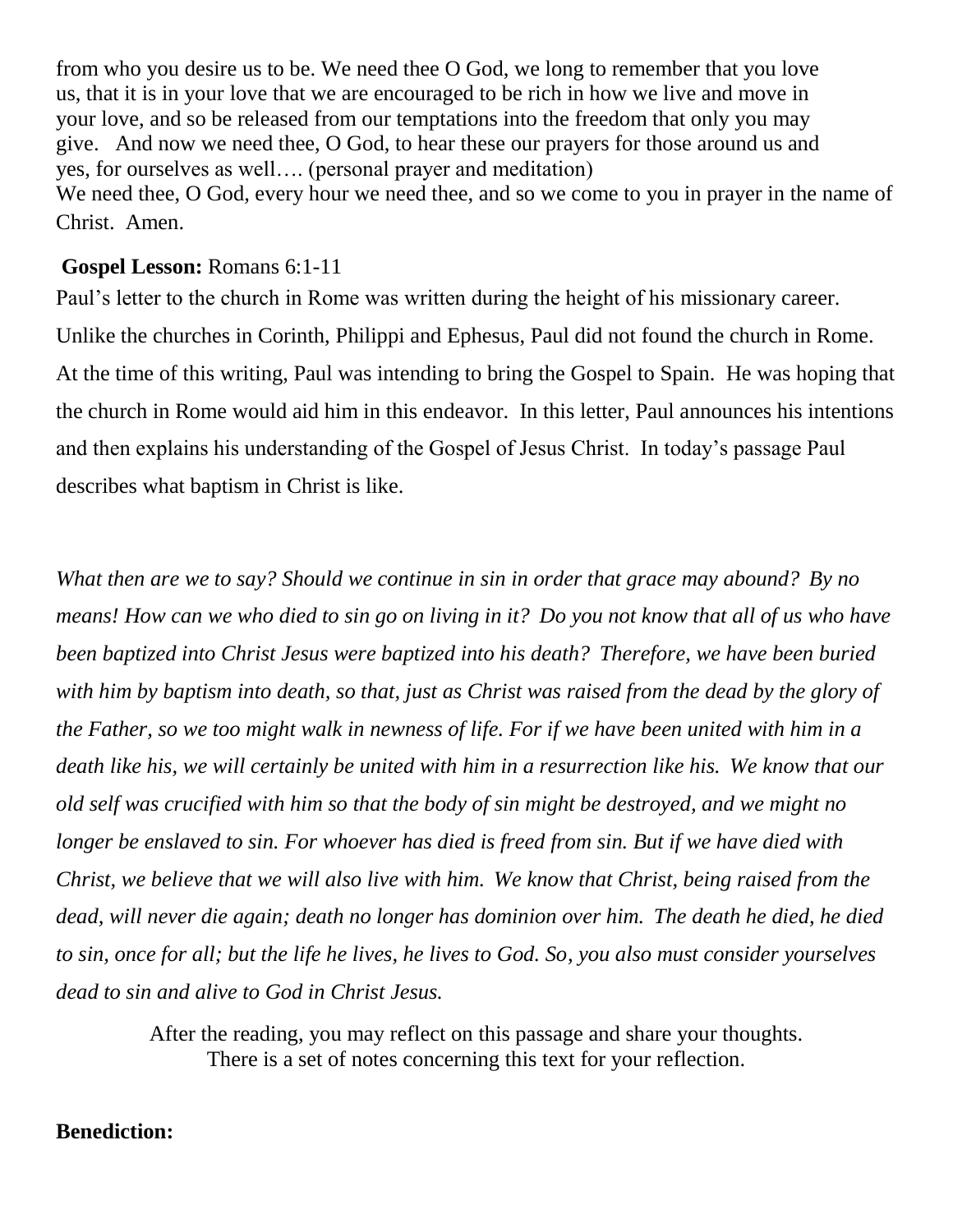from who you desire us to be. We need thee O God, we long to remember that you love us, that it is in your love that we are encouraged to be rich in how we live and move in your love, and so be released from our temptations into the freedom that only you may give. And now we need thee, O God, to hear these our prayers for those around us and yes, for ourselves as well…. (personal prayer and meditation)
We need thee, O God, every hour we need thee, and so we come to you in prayer in the name of Christ. Amen.

**Gospel Lesson:** Romans 6:1-11

Paul's letter to the church in Rome was written during the height of his missionary career. Unlike the churches in Corinth, Philippi and Ephesus, Paul did not found the church in Rome. At the time of this writing, Paul was intending to bring the Gospel to Spain. He was hoping that the church in Rome would aid him in this endeavor. In this letter, Paul announces his intentions and then explains his understanding of the Gospel of Jesus Christ. In today's passage Paul describes what baptism in Christ is like.

*What then are we to say? Should we continue in sin in order that grace may abound? By no means! How can we who died to sin go on living in it? Do you not know that all of us who have been baptized into Christ Jesus were baptized into his death? Therefore, we have been buried with him by baptism into death, so that, just as Christ was raised from the dead by the glory of the Father, so we too might walk in newness of life. For if we have been united with him in a death like his, we will certainly be united with him in a resurrection like his. We know that our old self was crucified with him so that the body of sin might be destroyed, and we might no longer be enslaved to sin. For whoever has died is freed from sin. But if we have died with Christ, we believe that we will also live with him. We know that Christ, being raised from the dead, will never die again; death no longer has dominion over him. The death he died, he died to sin, once for all; but the life he lives, he lives to God. So, you also must consider yourselves dead to sin and alive to God in Christ Jesus.*

After the reading, you may reflect on this passage and share your thoughts.
There is a set of notes concerning this text for your reflection.

**Benediction:**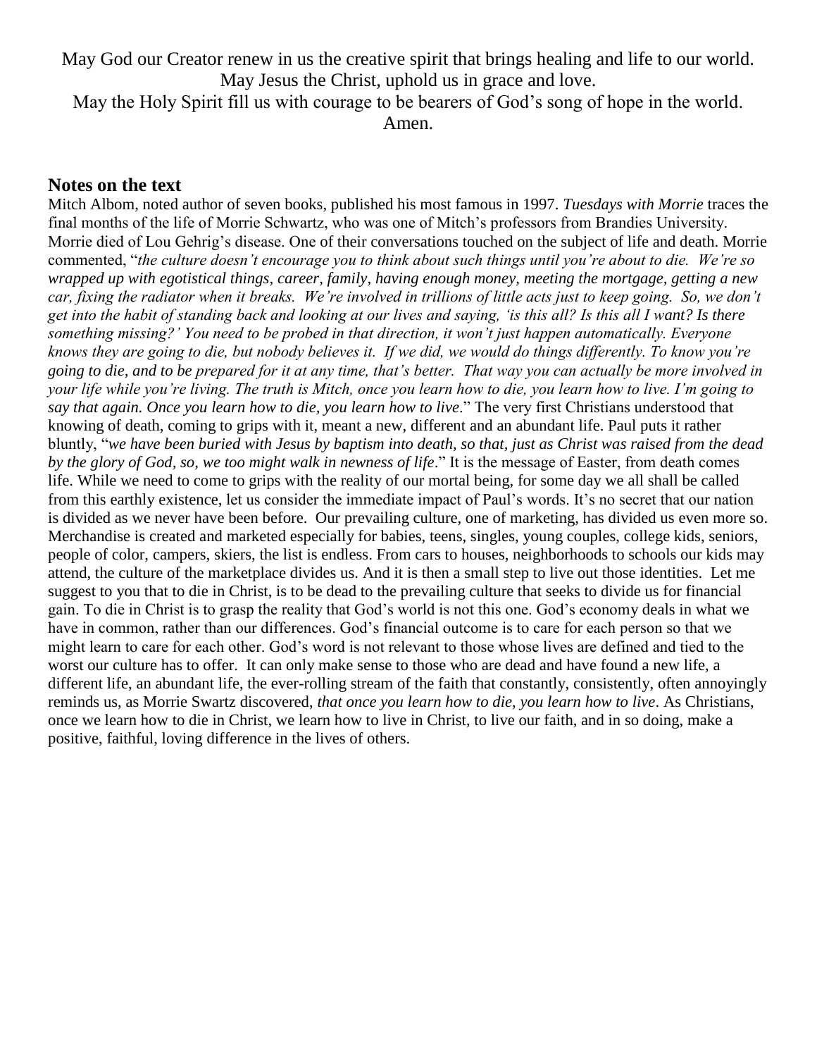May God our Creator renew in us the creative spirit that brings healing and life to our world.
May Jesus the Christ, uphold us in grace and love.
May the Holy Spirit fill us with courage to be bearers of God's song of hope in the world.
Amen.

### Notes on the text

Mitch Albom, noted author of seven books, published his most famous in 1997. *Tuesdays with Morrie* traces the final months of the life of Morrie Schwartz, who was one of Mitch's professors from Brandies University. Morrie died of Lou Gehrig's disease. One of their conversations touched on the subject of life and death. Morrie commented, "*the culture doesn't encourage you to think about such things until you're about to die. We're so wrapped up with egotistical things, career, family, having enough money, meeting the mortgage, getting a new car, fixing the radiator when it breaks. We're involved in trillions of little acts just to keep going. So, we don't get into the habit of standing back and looking at our lives and saying, 'is this all? Is this all I want? Is there something missing?' You need to be probed in that direction, it won't just happen automatically. Everyone knows they are going to die, but nobody believes it. If we did, we would do things differently. To know you're going to die, and to be prepared for it at any time, that's better. That way you can actually be more involved in your life while you're living. The truth is Mitch, once you learn how to die, you learn how to live. I'm going to say that again. Once you learn how to die, you learn how to live*." The very first Christians understood that knowing of death, coming to grips with it, meant a new, different and an abundant life. Paul puts it rather bluntly, "*we have been buried with Jesus by baptism into death, so that, just as Christ was raised from the dead by the glory of God, so, we too might walk in newness of life*." It is the message of Easter, from death comes life. While we need to come to grips with the reality of our mortal being, for some day we all shall be called from this earthly existence, let us consider the immediate impact of Paul's words. It's no secret that our nation is divided as we never have been before. Our prevailing culture, one of marketing, has divided us even more so. Merchandise is created and marketed especially for babies, teens, singles, young couples, college kids, seniors, people of color, campers, skiers, the list is endless. From cars to houses, neighborhoods to schools our kids may attend, the culture of the marketplace divides us. And it is then a small step to live out those identities. Let me suggest to you that to die in Christ, is to be dead to the prevailing culture that seeks to divide us for financial gain. To die in Christ is to grasp the reality that God's world is not this one. God's economy deals in what we have in common, rather than our differences. God's financial outcome is to care for each person so that we might learn to care for each other. God's word is not relevant to those whose lives are defined and tied to the worst our culture has to offer. It can only make sense to those who are dead and have found a new life, a different life, an abundant life, the ever-rolling stream of the faith that constantly, consistently, often annoyingly reminds us, as Morrie Swartz discovered, *that once you learn how to die, you learn how to live*. As Christians, once we learn how to die in Christ, we learn how to live in Christ, to live our faith, and in so doing, make a positive, faithful, loving difference in the lives of others.